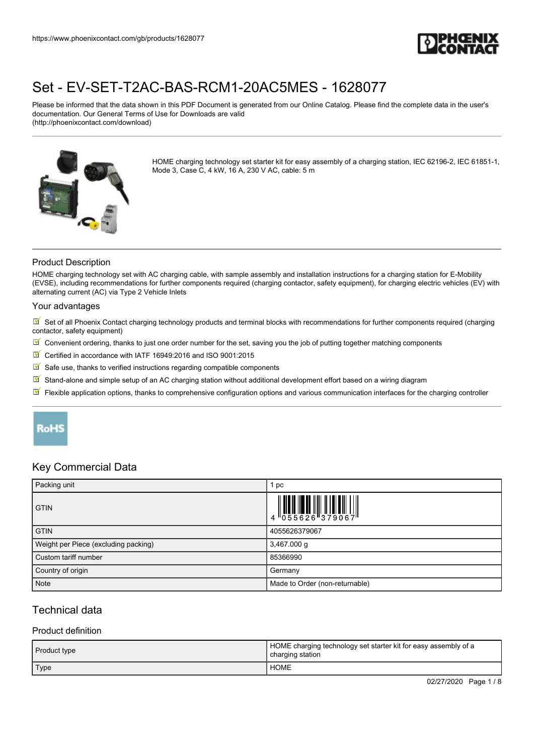# Set - EV-SET-T2AC-BAS-RCM1-20AC5MES - 1628077

Please be informed that the data shown in this PDF Document is generated from our Online Catalog. Please find the complete data in the user's documentation. Our General Terms of Use for Downloads are valid (http://phoenixcontact.com/download)

HOME charging technology set starter kit for easy assembly of a charging station, IEC 62196-2, IEC 61851-1, Mode 3, Case C, 4 kW, 16 A, 230 V AC, cable: 5 m

## Product Description

HOME charging technology set with AC charging cable, with sample assembly and installation instructions for a charging station for E-Mobility (EVSE), including recommendations for further components required (charging contactor, safety equipment), for charging electric vehicles (EV) with alternating current (AC) via Type 2 Vehicle Inlets

## Your advantages

- Set of all Phoenix Contact charging technology products and terminal blocks with recommendations for further components required (charging contactor, safety equipment)
- Convenient ordering, thanks to just one order number for the set, saving you the job of putting together matching components
- Certified in accordance with IATF 16949:2016 and ISO 9001:2015
- Safe use, thanks to verified instructions regarding compatible components
- Stand-alone and simple setup of an AC charging station without additional development effort based on a wiring diagram
- Flexible application options, thanks to comprehensive configuration options and various communication interfaces for the charging controller

RoHS

## Key Commercial Data

| Packing unit | 1 pc |
|---|---|
| GTIN | 4 055626 379067 |
| GTIN | 4055626379067 |
| Weight per Piece (excluding packing) | 3,467.000 g |
| Custom tariff number | 85366990 |
| Country of origin | Germany |
| Note | Made to Order (non-returnable) |

## Technical data

### Product definition

| Product type | HOME charging technology set starter kit for easy assembly of a charging station |
|---|---|
| Type | HOME |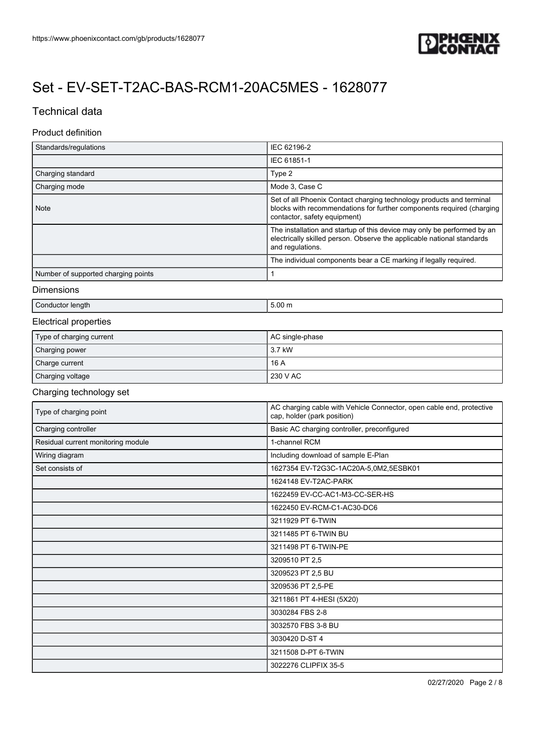# Set - EV-SET-T2AC-BAS-RCM1-20AC5MES - 1628077

## Technical data

### Product definition

| | |
|---|---|
| Standards/regulations | IEC 62196-2 |
| | IEC 61851-1 |
| Charging standard | Type 2 |
| Charging mode | Mode 3, Case C |
| Note | Set of all Phoenix Contact charging technology products and terminal blocks with recommendations for further components required (charging contactor, safety equipment) |
| | The installation and startup of this device may only be performed by an electrically skilled person. Observe the applicable national standards and regulations. |
| | The individual components bear a CE marking if legally required. |
| Number of supported charging points | 1 |

### Dimensions

| | |
|---|---|
| Conductor length | 5.00 m |

### Electrical properties

| | |
|---|---|
| Type of charging current | AC single-phase |
| Charging power | 3.7 kW |
| Charge current | 16 A |
| Charging voltage | 230 V AC |

### Charging technology set

| | |
|---|---|
| Type of charging point | AC charging cable with Vehicle Connector, open cable end, protective cap, holder (park position) |
| Charging controller | Basic AC charging controller, preconfigured |
| Residual current monitoring module | 1-channel RCM |
| Wiring diagram | Including download of sample E-Plan |
| Set consists of | 1627354 EV-T2G3C-1AC20A-5,0M2,5ESBK01 |
| | 1624148 EV-T2AC-PARK |
| | 1622459 EV-CC-AC1-M3-CC-SER-HS |
| | 1622450 EV-RCM-C1-AC30-DC6 |
| | 3211929 PT 6-TWIN |
| | 3211485 PT 6-TWIN BU |
| | 3211498 PT 6-TWIN-PE |
| | 3209510 PT 2,5 |
| | 3209523 PT 2,5 BU |
| | 3209536 PT 2,5-PE |
| | 3211861 PT 4-HESI (5X20) |
| | 3030284 FBS 2-8 |
| | 3032570 FBS 3-8 BU |
| | 3030420 D-ST 4 |
| | 3211508 D-PT 6-TWIN |
| | 3022276 CLIPFIX 35-5 |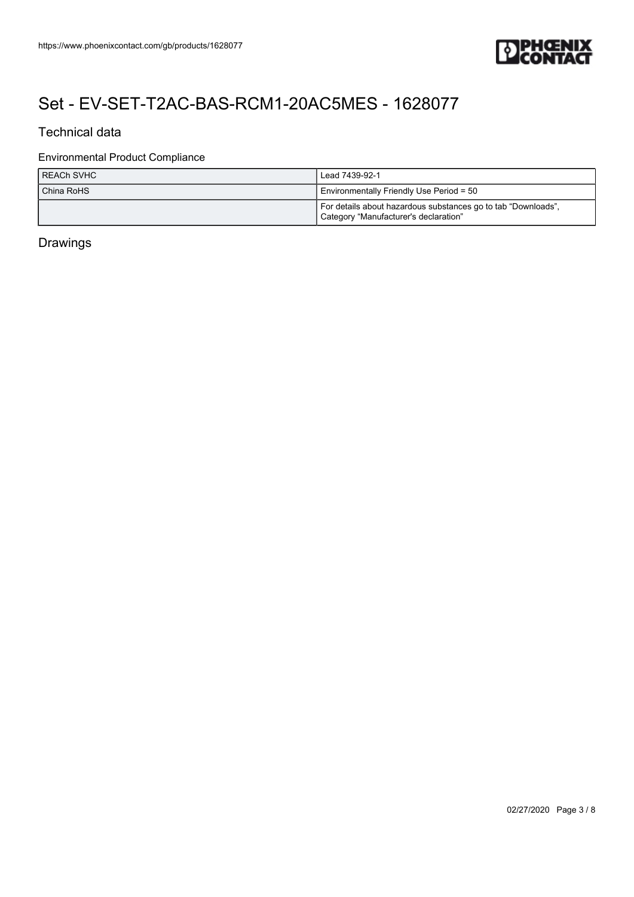# Set - EV-SET-T2AC-BAS-RCM1-20AC5MES - 1628077

## Technical data

### Environmental Product Compliance

| | |
|---|---|
| REACh SVHC | Lead 7439-92-1 |
| China RoHS | Environmentally Friendly Use Period = 50 |
| | For details about hazardous substances go to tab “Downloads”, Category “Manufacturer's declaration” |

## Drawings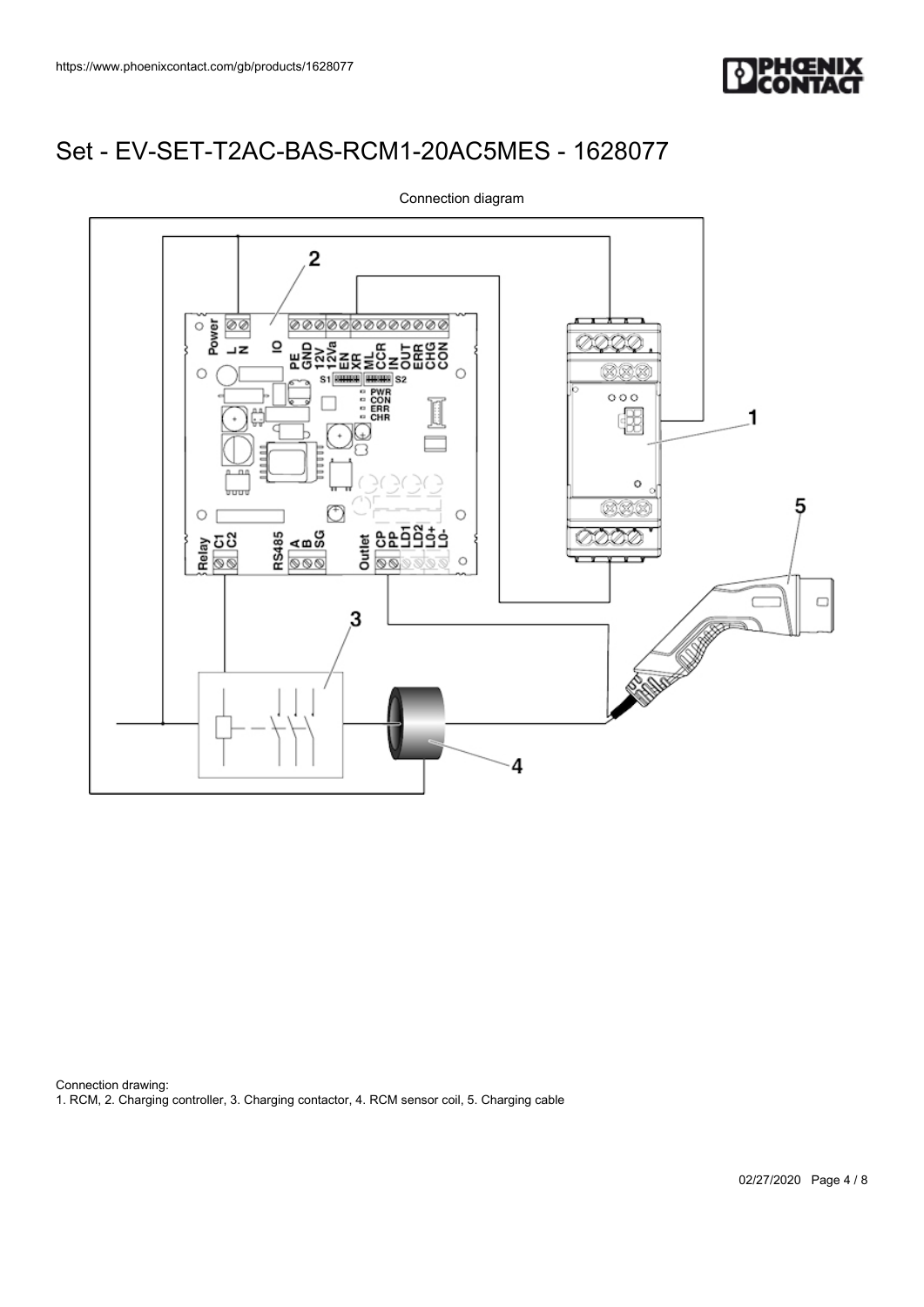# Set - EV-SET-T2AC-BAS-RCM1-20AC5MES - 1628077

Connection diagram

Connection drawing:
1. RCM, 2. Charging controller, 3. Charging contactor, 4. RCM sensor coil, 5. Charging cable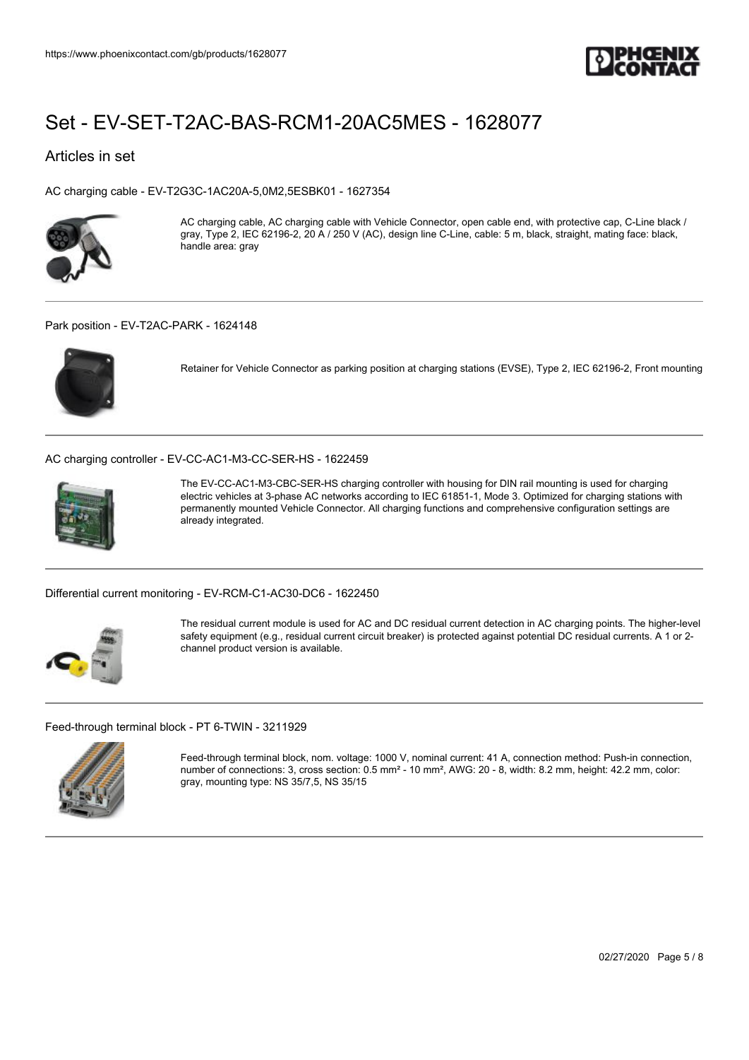# Set - EV-SET-T2AC-BAS-RCM1-20AC5MES - 1628077

## Articles in set

AC charging cable - EV-T2G3C-1AC20A-5,0M2,5ESBK01 - 1627354

AC charging cable, AC charging cable with Vehicle Connector, open cable end, with protective cap, C-Line black / gray, Type 2, IEC 62196-2, 20 A / 250 V (AC), design line C-Line, cable: 5 m, black, straight, mating face: black, handle area: gray

---

Park position - EV-T2AC-PARK - 1624148

Retainer for Vehicle Connector as parking position at charging stations (EVSE), Type 2, IEC 62196-2, Front mounting

---

AC charging controller - EV-CC-AC1-M3-CC-SER-HS - 1622459

The EV-CC-AC1-M3-CBC-SER-HS charging controller with housing for DIN rail mounting is used for charging electric vehicles at 3-phase AC networks according to IEC 61851-1, Mode 3. Optimized for charging stations with permanently mounted Vehicle Connector. All charging functions and comprehensive configuration settings are already integrated.

---

Differential current monitoring - EV-RCM-C1-AC30-DC6 - 1622450

The residual current module is used for AC and DC residual current detection in AC charging points. The higher-level safety equipment (e.g., residual current circuit breaker) is protected against potential DC residual currents. A 1 or 2-channel product version is available.

---

Feed-through terminal block - PT 6-TWIN - 3211929

Feed-through terminal block, nom. voltage: 1000 V, nominal current: 41 A, connection method: Push-in connection, number of connections: 3, cross section: 0.5 mm² - 10 mm², AWG: 20 - 8, width: 8.2 mm, height: 42.2 mm, color: gray, mounting type: NS 35/7,5, NS 35/15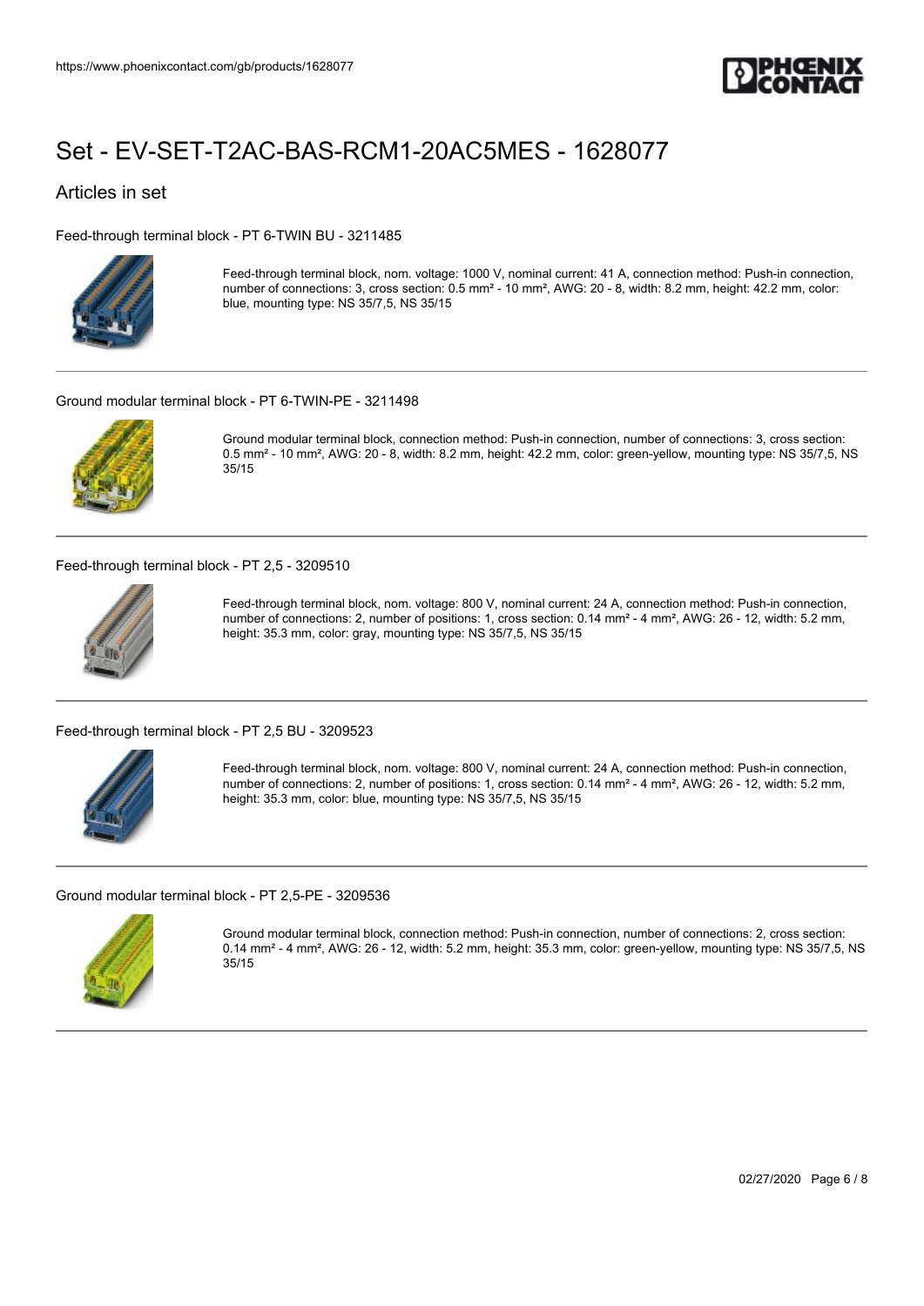# Set - EV-SET-T2AC-BAS-RCM1-20AC5MES - 1628077

## Articles in set

### Feed-through terminal block - PT 6-TWIN BU - 3211485

Feed-through terminal block, nom. voltage: 1000 V, nominal current: 41 A, connection method: Push-in connection, number of connections: 3, cross section: 0.5 mm² - 10 mm², AWG: 20 - 8, width: 8.2 mm, height: 42.2 mm, color: blue, mounting type: NS 35/7,5, NS 35/15

### Ground modular terminal block - PT 6-TWIN-PE - 3211498

Ground modular terminal block, connection method: Push-in connection, number of connections: 3, cross section: 0.5 mm² - 10 mm², AWG: 20 - 8, width: 8.2 mm, height: 42.2 mm, color: green-yellow, mounting type: NS 35/7,5, NS 35/15

### Feed-through terminal block - PT 2,5 - 3209510

Feed-through terminal block, nom. voltage: 800 V, nominal current: 24 A, connection method: Push-in connection, number of connections: 2, number of positions: 1, cross section: 0.14 mm² - 4 mm², AWG: 26 - 12, width: 5.2 mm, height: 35.3 mm, color: gray, mounting type: NS 35/7,5, NS 35/15

### Feed-through terminal block - PT 2,5 BU - 3209523

Feed-through terminal block, nom. voltage: 800 V, nominal current: 24 A, connection method: Push-in connection, number of connections: 2, number of positions: 1, cross section: 0.14 mm² - 4 mm², AWG: 26 - 12, width: 5.2 mm, height: 35.3 mm, color: blue, mounting type: NS 35/7,5, NS 35/15

### Ground modular terminal block - PT 2,5-PE - 3209536

Ground modular terminal block, connection method: Push-in connection, number of connections: 2, cross section: 0.14 mm² - 4 mm², AWG: 26 - 12, width: 5.2 mm, height: 35.3 mm, color: green-yellow, mounting type: NS 35/7,5, NS 35/15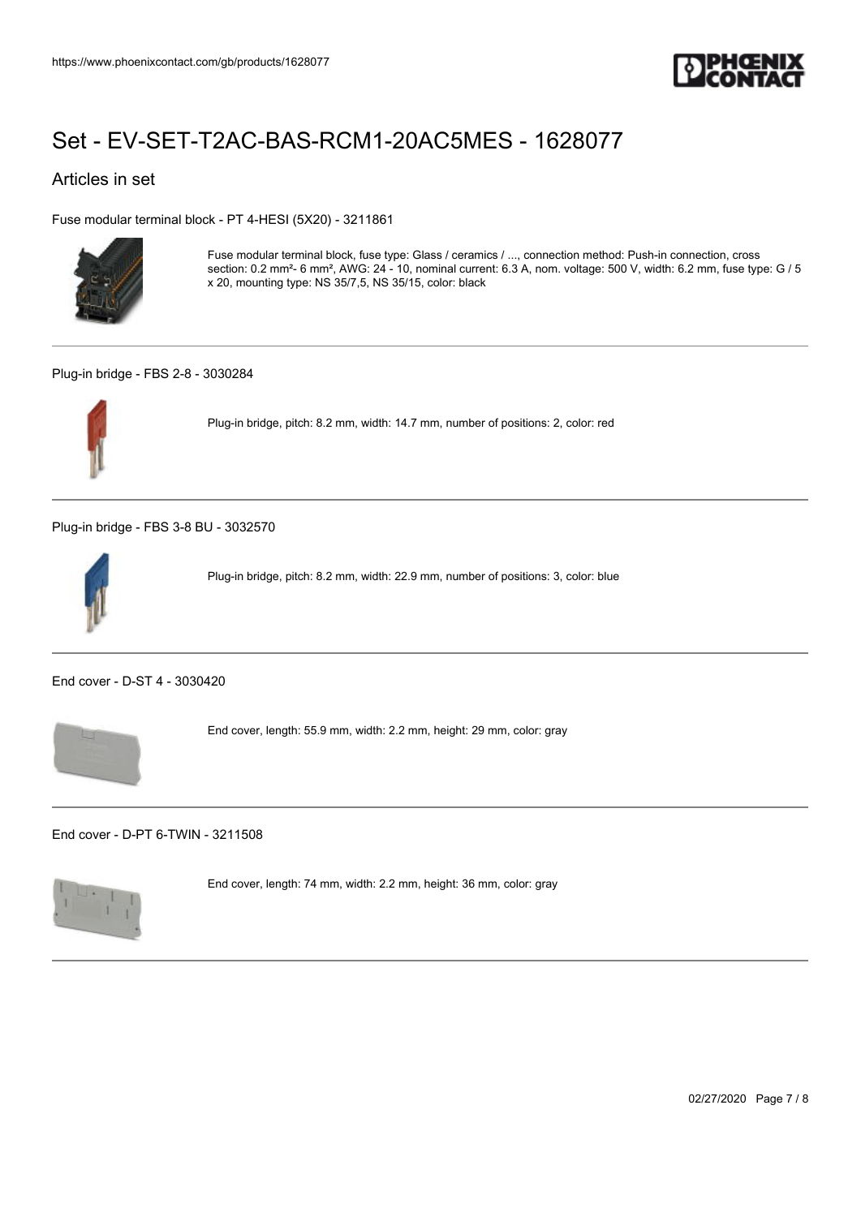# Set - EV-SET-T2AC-BAS-RCM1-20AC5MES - 1628077

## Articles in set

Fuse modular terminal block - PT 4-HESI (5X20) - 3211861

Fuse modular terminal block, fuse type: Glass / ceramics / ..., connection method: Push-in connection, cross section: 0.2 mm²- 6 mm², AWG: 24 - 10, nominal current: 6.3 A, nom. voltage: 500 V, width: 6.2 mm, fuse type: G / 5 x 20, mounting type: NS 35/7,5, NS 35/15, color: black

---

Plug-in bridge - FBS 2-8 - 3030284

Plug-in bridge, pitch: 8.2 mm, width: 14.7 mm, number of positions: 2, color: red

---

Plug-in bridge - FBS 3-8 BU - 3032570

Plug-in bridge, pitch: 8.2 mm, width: 22.9 mm, number of positions: 3, color: blue

---

End cover - D-ST 4 - 3030420

End cover, length: 55.9 mm, width: 2.2 mm, height: 29 mm, color: gray

---

End cover - D-PT 6-TWIN - 3211508

End cover, length: 74 mm, width: 2.2 mm, height: 36 mm, color: gray

---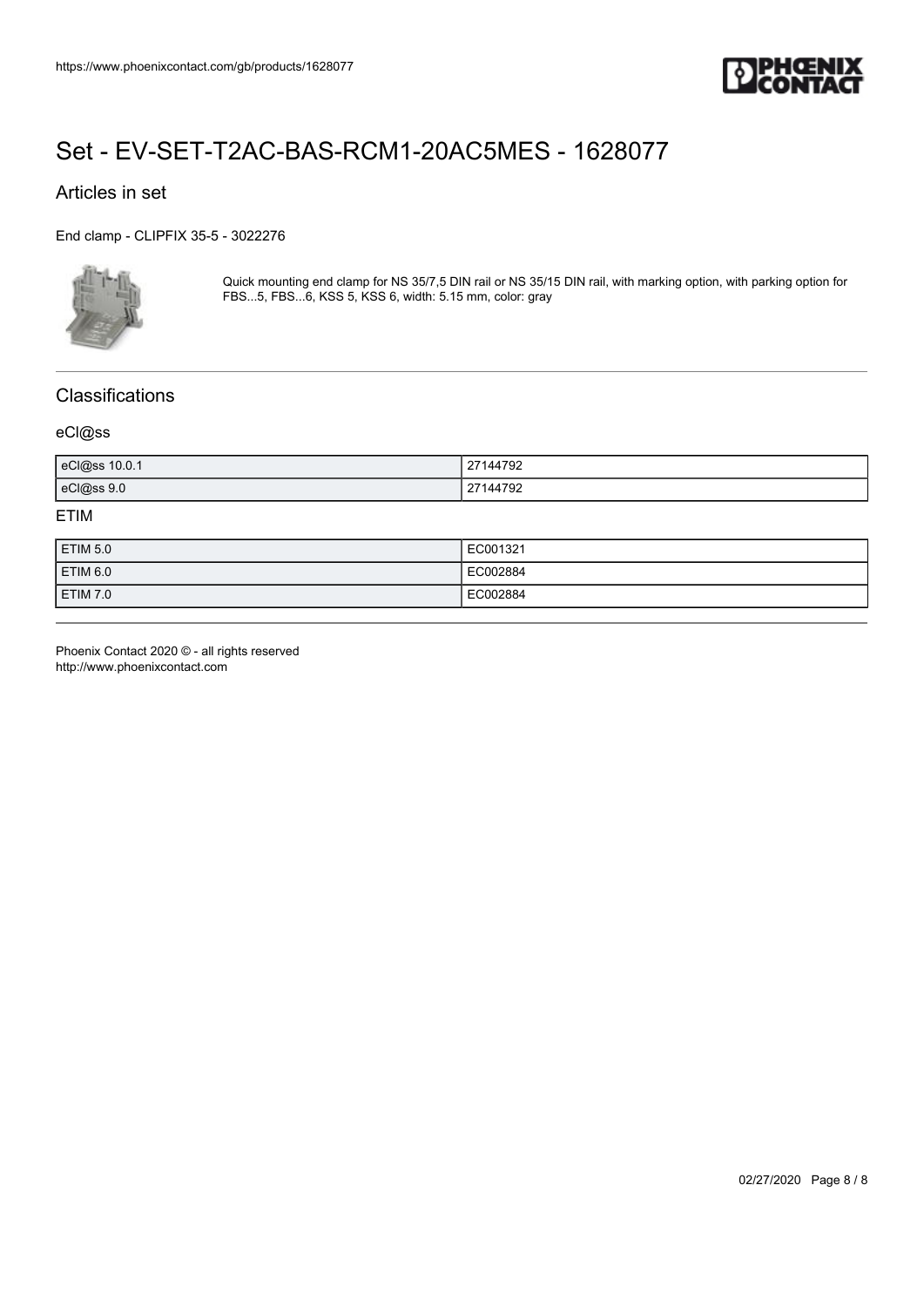# Set - EV-SET-T2AC-BAS-RCM1-20AC5MES - 1628077

## Articles in set

End clamp - CLIPFIX 35-5 - 3022276

Quick mounting end clamp for NS 35/7,5 DIN rail or NS 35/15 DIN rail, with marking option, with parking option for FBS...5, FBS...6, KSS 5, KSS 6, width: 5.15 mm, color: gray

## Classifications

### eCl@ss

| | |
|---|---|
| eCl@ss 10.0.1 | 27144792 |
| eCl@ss 9.0 | 27144792 |

### ETIM

| | |
|---|---|
| ETIM 5.0 | EC001321 |
| ETIM 6.0 | EC002884 |
| ETIM 7.0 | EC002884 |

Phoenix Contact 2020 © - all rights reserved
http://www.phoenixcontact.com